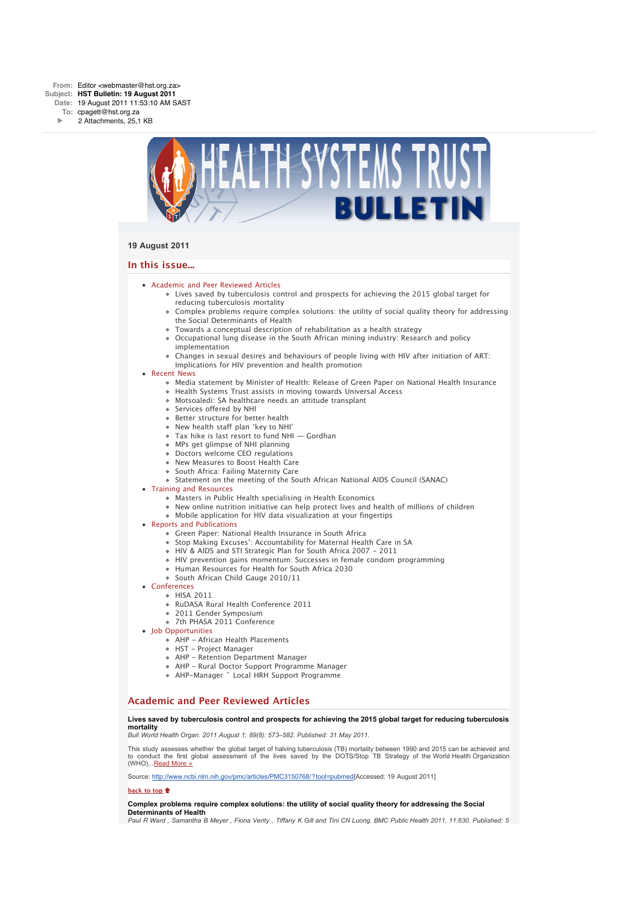**From:** Editor <webmaster@hst.org.za>
**Subject:** **HST Bulletin: 19 August 2011**
**Date:** 19 August 2011 11:53:10 AM SAST
**To:** cpagett@hst.org.za
2 Attachments, 25,1 KB

# HEALTH SYSTEMS TRUST BULLETIN

**19 August 2011**

## In this issue...

- Academic and Peer Reviewed Articles
  - Lives saved by tuberculosis control and prospects for achieving the 2015 global target for reducing tuberculosis mortality
  - Complex problems require complex solutions: the utility of social quality theory for addressing the Social Determinants of Health
  - Towards a conceptual description of rehabilitation as a health strategy
  - Occupational lung disease in the South African mining industry: Research and policy implementation
  - Changes in sexual desires and behaviours of people living with HIV after initiation of ART: Implications for HIV prevention and health promotion
- Recent News
  - Media statement by Minister of Health: Release of Green Paper on National Health Insurance
  - Health Systems Trust assists in moving towards Universal Access
  - Motsoaledi: SA healthcare needs an attitude transplant
  - Services offered by NHI
  - Better structure for better health
  - New health staff plan 'key to NHI'
  - Tax hike is last resort to fund NHI — Gordhan
  - MPs get glimpse of NHI planning
  - Doctors welcome CEO regulations
  - New Measures to Boost Health Care
  - South Africa: Failing Maternity Care
  - Statement on the meeting of the South African National AIDS Council (SANAC)
- Training and Resources
  - Masters in Public Health specialising in Health Economics
  - New online nutrition initiative can help protect lives and health of millions of children
  - Mobile application for HIV data visualization at your fingertips
- Reports and Publications
  - Green Paper: National Health Insurance in South Africa
  - Stop Making Excuses': Accountability for Maternal Health Care in SA
  - HIV & AIDS and STI Strategic Plan for South Africa 2007 – 2011
  - HIV prevention gains momentum: Successes in female condom programming
  - Human Resources for Health for South Africa 2030
  - South African Child Gauge 2010/11
- Conferences
  - HISA 2011
  - RuDASA Rural Health Conference 2011
  - 2011 Gender Symposium
  - 7th PHASA 2011 Conference
- Job Opportunities
  - AHP – African Health Placements
  - HST – Project Manager
  - AHP – Retention Department Manager
  - AHP – Rural Doctor Support Programme Manager
  - AHP–Manager ˆ Local HRH Support Programme

## Academic and Peer Reviewed Articles

**Lives saved by tuberculosis control and prospects for achieving the 2015 global target for reducing tuberculosis mortality**
*Bull World Health Organ. 2011 August 1; 89(8): 573–582. Published: 31 May 2011.*

This study assesses whether the global target of halving tuberculosis (TB) mortality between 1990 and 2015 can be achieved and to conduct the first global assessment of the lives saved by the DOTS/Stop TB Strategy of the World Health Organization (WHO)...Read More »

Source: http://www.ncbi.nlm.nih.gov/pmc/articles/PMC3150768/?tool=pubmed[Accessed: 19 August 2011]

back to top

**Complex problems require complex solutions: the utility of social quality theory for addressing the Social Determinants of Health**
*Paul R Ward , Samantha B Meyer , Fiona Verity , Tiffany K Gill and Tini CN Luong. BMC Public Health 2011, 11:630. Published: 5*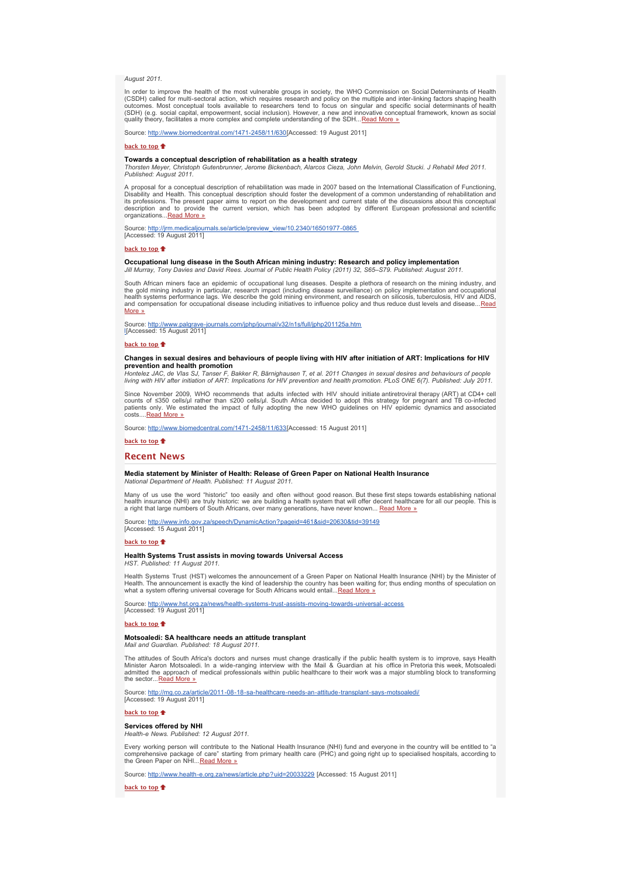*August 2011.*

In order to improve the health of the most vulnerable groups in society, the WHO Commission on Social Determinants of Health (CSDH) called for multi-sectoral action, which requires research and policy on the multiple and inter-linking factors shaping health outcomes. Most conceptual tools available to researchers tend to focus on singular and specific social determinants of health (SDH) (e.g. social capital, empowerment, social inclusion). However, a new and innovative conceptual framework, known as social quality theory, facilitates a more complex and complete understanding of the SDH...Read More »

Source: http://www.biomedcentral.com/1471-2458/11/630[Accessed: 19 August 2011]

**back to top**

**Towards a conceptual description of rehabilitation as a health strategy**
*Thorsten Meyer, Christoph Gutenbrunner, Jerome Bickenbach, Alarcos Cieza, John Melvin, Gerold Stucki. J Rehabil Med 2011. Published: August 2011.*

A proposal for a conceptual description of rehabilitation was made in 2007 based on the International Classification of Functioning, Disability and Health. This conceptual description should foster the development of a common understanding of rehabilitation and its professions. The present paper aims to report on the development and current state of the discussions about this conceptual description and to provide the current version, which has been adopted by different European professional and scientific organizations...Read More »

Source: http://jrm.medicaljournals.se/article/preview_view/10.2340/16501977-0865
[Accessed: 19 August 2011]

**back to top**

**Occupational lung disease in the South African mining industry: Research and policy implementation**
*Jill Murray, Tony Davies and David Rees. Journal of Public Health Policy (2011) 32, S65–S79. Published: August 2011.*

South African miners face an epidemic of occupational lung diseases. Despite a plethora of research on the mining industry, and the gold mining industry in particular, research impact (including disease surveillance) on policy implementation and occupational health systems performance lags. We describe the gold mining environment, and research on silicosis, tuberculosis, HIV and AIDS, and compensation for occupational disease including initiatives to influence policy and thus reduce dust levels and disease...Read More »

Source: http://www.palgrave-journals.com/jphp/journal/v32/n1s/full/jphp201125a.htm
l[Accessed: 15 August 2011]

**back to top**

**Changes in sexual desires and behaviours of people living with HIV after initiation of ART: Implications for HIV prevention and health promotion**
*Hontelez JAC, de Vlas SJ, Tanser F, Bakker R, Bärnighausen T, et al. 2011 Changes in sexual desires and behaviours of people living with HIV after initiation of ART: Implications for HIV prevention and health promotion. PLoS ONE 6(7). Published: July 2011.*

Since November 2009, WHO recommends that adults infected with HIV should initiate antiretroviral therapy (ART) at CD4+ cell counts of ≤350 cells/μl rather than ≤200 cells/μl. South Africa decided to adopt this strategy for pregnant and TB co-infected patients only. We estimated the impact of fully adopting the new WHO guidelines on HIV epidemic dynamics and associated costs....Read More »

Source: http://www.biomedcentral.com/1471-2458/11/633[Accessed: 15 August 2011]

**back to top**

## Recent News

**Media statement by Minister of Health: Release of Green Paper on National Health Insurance**
*National Department of Health. Published: 11 August 2011.*

Many of us use the word "historic" too easily and often without good reason. But these first steps towards establishing national health insurance (NHI) are truly historic: we are building a health system that will offer decent healthcare for all our people. This is a right that large numbers of South Africans, over many generations, have never known... Read More »

Source: http://www.info.gov.za/speech/DynamicAction?pageid=461&sid=20630&tid=39149
[Accessed: 15 August 2011]

**back to top**

**Health Systems Trust assists in moving towards Universal Access**
*HST. Published: 11 August 2011.*

Health Systems Trust (HST) welcomes the announcement of a Green Paper on National Health Insurance (NHI) by the Minister of Health. The announcement is exactly the kind of leadership the country has been waiting for; thus ending months of speculation on what a system offering universal coverage for South Africans would entail...Read More »

Source: http://www.hst.org.za/news/health-systems-trust-assists-moving-towards-universal-access
[Accessed: 19 August 2011]

**back to top**

**Motsoaledi: SA healthcare needs an attitude transplant**
*Mail and Guardian. Published: 18 August 2011.*

The attitudes of South Africa's doctors and nurses must change drastically if the public health system is to improve, says Health Minister Aaron Motsoaledi. In a wide-ranging interview with the Mail & Guardian at his office in Pretoria this week, Motsoaledi admitted the approach of medical professionals within public healthcare to their work was a major stumbling block to transforming the sector...Read More »

Source: http://mg.co.za/article/2011-08-18-sa-healthcare-needs-an-attitude-transplant-says-motsoaledi/
[Accessed: 19 August 2011]

**back to top**

**Services offered by NHI**
*Health-e News. Published: 12 August 2011.*

Every working person will contribute to the National Health Insurance (NHI) fund and everyone in the country will be entitled to "a comprehensive package of care" starting from primary health care (PHC) and going right up to specialised hospitals, according to the Green Paper on NHI...Read More »

Source: http://www.health-e.org.za/news/article.php?uid=20033229 [Accessed: 15 August 2011]

**back to top**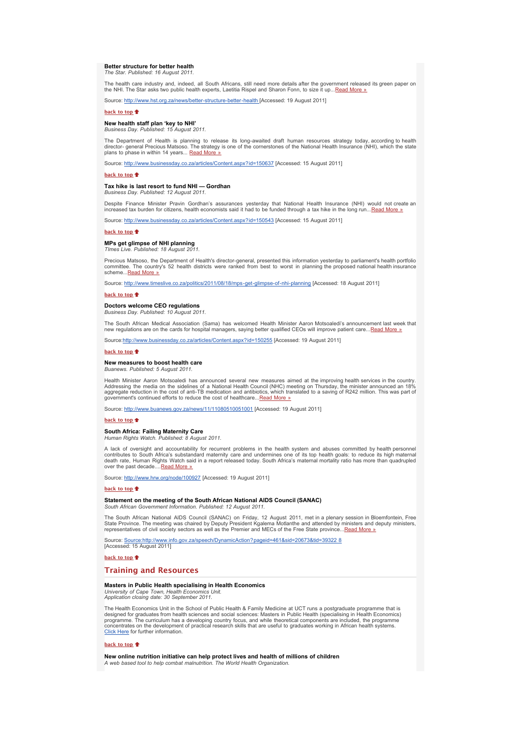**Better structure for better health**
*The Star. Published: 16 August 2011.*

The health care industry and, indeed, all South Africans, still need more details after the government released its green paper on the NHI. The Star asks two public health experts, Laetitia Rispel and Sharon Fonn, to size it up...Read More »

Source: http://www.hst.org.za/news/better-structure-better-health [Accessed: 19 August 2011]

back to top

**New health staff plan 'key to NHI'**
*Business Day. Published: 15 August 2011.*

The Department of Health is planning to release its long-awaited draft human resources strategy today, according to health director- general Precious Matsoso. The strategy is one of the cornerstones of the National Health Insurance (NHI), which the state plans to phase in within 14 years... Read More »

Source: http://www.businessday.co.za/articles/Content.aspx?id=150637 [Accessed: 15 August 2011]

back to top

**Tax hike is last resort to fund NHI — Gordhan**
*Business Day. Published: 12 August 2011.*

Despite Finance Minister Pravin Gordhan's assurances yesterday that National Health Insurance (NHI) would not create an increased tax burden for citizens, health economists said it had to be funded through a tax hike in the long run...Read More »

Source: http://www.businessday.co.za/articles/Content.aspx?id=150543 [Accessed: 15 August 2011]

back to top

**MPs get glimpse of NHI planning**
*TImes Live. Published: 18 August 2011.*

Precious Matsoso, the Department of Health's director-general, presented this information yesterday to parliament's health portfolio committee. The country's 52 health districts were ranked from best to worst in planning the proposed national health insurance scheme...Read More »

Source: http://www.timeslive.co.za/politics/2011/08/18/mps-get-glimpse-of-nhi-planning [Accessed: 18 August 2011]

back to top

**Doctors welcome CEO regulations**
*Business Day. Published: 10 August 2011.*

The South African Medical Association (Sama) has welcomed Health Minister Aaron Motsoaledi's announcement last week that new regulations are on the cards for hospital managers, saying better qualified CEOs will improve patient care...Read More »

Source:http://www.businessday.co.za/articles/Content.aspx?id=150255 [Accessed: 19 August 2011]

back to top

**New measures to boost health care**
*Buanews. Published: 5 August 2011.*

Health Minister Aaron Motsoaledi has announced several new measures aimed at the improving health services in the country. Addressing the media on the sidelines of a National Health Council (NHC) meeting on Thursday, the minister announced an 18% aggregate reduction in the cost of anti-TB medication and antibiotics, which translated to a saving of R242 million. This was part of government's continued efforts to reduce the cost of healthcare...Read More »

Source: http://www.buanews.gov.za/news/11/11080510051001 [Accessed: 19 August 2011]

back to top

**South Africa: Failing Maternity Care**
*Human Rights Watch. Published: 8 August 2011.*

A lack of oversight and accountability for recurrent problems in the health system and abuses committed by health personnel contributes to South Africa's substandard maternity care and undermines one of its top health goals: to reduce its high maternal death rate, Human Rights Watch said in a report released today. South Africa's maternal mortality ratio has more than quadrupled over the past decade....Read More »

Source: http://www.hrw.org/node/100927 [Accessed: 19 August 2011]

back to top

**Statement on the meeting of the South African National AIDS Council (SANAC)**
*South African Government Information. Published: 12 August 2011.*

The South African National AIDS Council (SANAC) on Friday, 12 August 2011, met in a plenary session in Bloemfontein, Free State Province. The meeting was chaired by Deputy President Kgalema Motlanthe and attended by ministers and deputy ministers, representatives of civil society sectors as well as the Premier and MECs of the Free State province...Read More »

Source: Source:http://www.info.gov.za/speech/DynamicAction?pageid=461&sid=20673&tid=39322 8 [Accessed: 15 August 2011]

back to top

## Training and Resources

**Masters in Public Health specialising in Health Economics**
*University of Cape Town, Health Economics Unit.*
*Application closing date: 30 September 2011.*

The Health Economics Unit in the School of Public Health & Family Medicine at UCT runs a postgraduate programme that is designed for graduates from health sciences and social sciences: Masters in Public Health (specialising in Health Economics) programme. The curriculum has a developing country focus, and while theoretical components are included, the programme concentrates on the development of practical research skills that are useful to graduates working in African health systems. Click Here for further information.

back to top

**New online nutrition initiative can help protect lives and health of millions of children**
*A web based tool to help combat malnutrition. The World Health Organization.*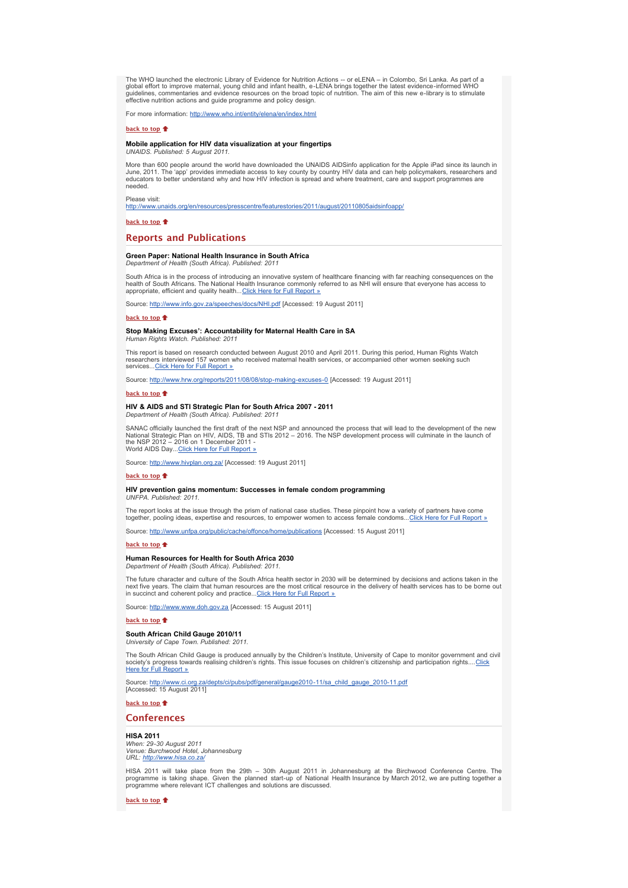The WHO launched the electronic Library of Evidence for Nutrition Actions -- or eLENA – in Colombo, Sri Lanka. As part of a global effort to improve maternal, young child and infant health, e-LENA brings together the latest evidence-informed WHO guidelines, commentaries and evidence resources on the broad topic of nutrition. The aim of this new e-library is to stimulate effective nutrition actions and guide programme and policy design.

For more information: http://www.who.int/entity/elena/en/index.html

**back to top**

**Mobile application for HIV data visualization at your fingertips**
*UNAIDS. Published: 5 August 2011.*

More than 600 people around the world have downloaded the UNAIDS AIDSinfo application for the Apple iPad since its launch in June, 2011. The 'app' provides immediate access to key county by country HIV data and can help policymakers, researchers and educators to better understand why and how HIV infection is spread and where treatment, care and support programmes are needed.

Please visit:
http://www.unaids.org/en/resources/presscentre/featurestories/2011/august/20110805aidsinfoapp/

**back to top**

## Reports and Publications

**Green Paper: National Health Insurance in South Africa**
*Department of Health (South Africa). Published: 2011*

South Africa is in the process of introducing an innovative system of healthcare financing with far reaching consequences on the health of South Africans. The National Health Insurance commonly referred to as NHI will ensure that everyone has access to appropriate, efficient and quality health...Click Here for Full Report »

Source: http://www.info.gov.za/speeches/docs/NHI.pdf [Accessed: 19 August 2011]

**back to top**

**Stop Making Excuses': Accountability for Maternal Health Care in SA**
*Human Rights Watch. Published: 2011*

This report is based on research conducted between August 2010 and April 2011. During this period, Human Rights Watch researchers interviewed 157 women who received maternal health services, or accompanied other women seeking such services...Click Here for Full Report »

Source: http://www.hrw.org/reports/2011/08/08/stop-making-excuses-0 [Accessed: 19 August 2011]

**back to top**

**HIV & AIDS and STI Strategic Plan for South Africa 2007 - 2011**
*Department of Health (South Africa). Published: 2011*

SANAC officially launched the first draft of the next NSP and announced the process that will lead to the development of the new National Strategic Plan on HIV, AIDS, TB and STIs 2012 – 2016. The NSP development process will culminate in the launch of the NSP 2012 – 2016 on 1 December 2011 -
World AIDS Day...Click Here for Full Report »

Source: http://www.hivplan.org.za/ [Accessed: 19 August 2011]

**back to top**

**HIV prevention gains momentum: Successes in female condom programming**
*UNFPA. Published: 2011.*

The report looks at the issue through the prism of national case studies. These pinpoint how a variety of partners have come together, pooling ideas, expertise and resources, to empower women to access female condoms...Click Here for Full Report »

Source: http://www.unfpa.org/public/cache/offonce/home/publications [Accessed: 15 August 2011]

**back to top**

**Human Resources for Health for South Africa 2030**
*Department of Health (South Africa). Published: 2011.*

The future character and culture of the South Africa health sector in 2030 will be determined by decisions and actions taken in the next five years. The claim that human resources are the most critical resource in the delivery of health services has to be borne out in succinct and coherent policy and practice...Click Here for Full Report »

Source: http://www.www.doh.gov.za [Accessed: 15 August 2011]

**back to top**

**South African Child Gauge 2010/11**
*University of Cape Town. Published: 2011.*

The South African Child Gauge is produced annually by the Children's Institute, University of Cape to monitor government and civil society's progress towards realising children's rights. This issue focuses on children's citizenship and participation rights....Click Here for Full Report »

Source: http://www.ci.org.za/depts/ci/pubs/pdf/general/gauge2010-11/sa_child_gauge_2010-11.pdf
[Accessed: 15 August 2011]

**back to top**

## Conferences

**HISA 2011**
*When: 29-30 August 2011*
*Venue: Burchwood Hotel, Johannesburg*
*URL: http://www.hisa.co.za/*

HISA 2011 will take place from the 29th – 30th August 2011 in Johannesburg at the Birchwood Conference Centre. The programme is taking shape. Given the planned start-up of National Health Insurance by March 2012, we are putting together a programme where relevant ICT challenges and solutions are discussed.

**back to top**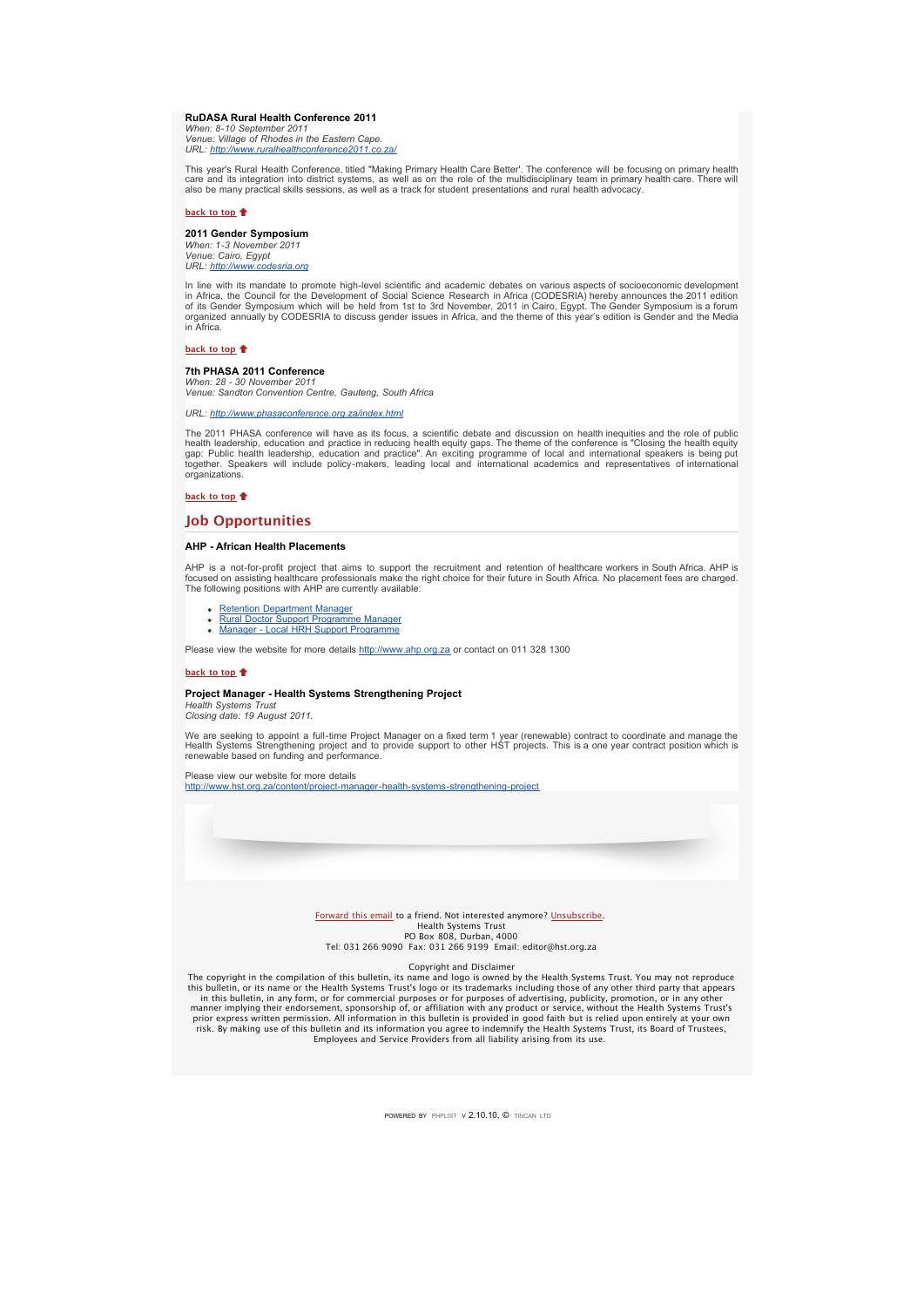### RuDASA Rural Health Conference 2011

*When: 8-10 September 2011*
*Venue: Village of Rhodes in the Eastern Cape.*
*URL: http://www.ruralhealthconference2011.co.za/*

This year's Rural Health Conference, titled "Making Primary Health Care Better'. The conference will be focusing on primary health care and its integration into district systems, as well as on the role of the multidisciplinary team in primary health care. There will also be many practical skills sessions, as well as a track for student presentations and rural health advocacy.

**back to top**

### 2011 Gender Symposium

*When: 1-3 November 2011*
*Venue: Cairo, Egypt*
*URL: http://www.codesria.org*

In line with its mandate to promote high-level scientific and academic debates on various aspects of socioeconomic development in Africa, the Council for the Development of Social Science Research in Africa (CODESRIA) hereby announces the 2011 edition of its Gender Symposium which will be held from 1st to 3rd November, 2011 in Cairo, Egypt. The Gender Symposium is a forum organized annually by CODESRIA to discuss gender issues in Africa, and the theme of this year's edition is Gender and the Media in Africa.

**back to top**

### 7th PHASA 2011 Conference

*When: 28 - 30 November 2011*
*Venue: Sandton Convention Centre, Gauteng, South Africa*

*URL: http://www.phasaconference.org.za/index.html*

The 2011 PHASA conference will have as its focus, a scientific debate and discussion on health inequities and the role of public health leadership, education and practice in reducing health equity gaps. The theme of the conference is "Closing the health equity gap: Public health leadership, education and practice". An exciting programme of local and international speakers is being put together. Speakers will include policy-makers, leading local and international academics and representatives of international organizations.

**back to top**

## Job Opportunities

### AHP - African Health Placements

AHP is a not-for-profit project that aims to support the recruitment and retention of healthcare workers in South Africa. AHP is focused on assisting healthcare professionals make the right choice for their future in South Africa. No placement fees are charged. The following positions with AHP are currently available:

- Retention Department Manager
- Rural Doctor Support Programme Manager
- Manager - Local HRH Support Programme

Please view the website for more details http://www.ahp.org.za or contact on 011 328 1300

**back to top**

### Project Manager - Health Systems Strengthening Project

*Health Systems Trust*
*Closing date: 19 August 2011.*

We are seeking to appoint a full-time Project Manager on a fixed term 1 year (renewable) contract to coordinate and manage the Health Systems Strengthening project and to provide support to other HST projects. This is a one year contract position which is renewable based on funding and performance.

Please view our website for more details
http://www.hst.org.za/content/project-manager-health-systems-strengthening-project

Forward this email to a friend. Not interested anymore? Unsubscribe.
Health Systems Trust
PO Box 808, Durban, 4000
Tel: 031 266 9090 Fax: 031 266 9199 Email: editor@hst.org.za

Copyright and Disclaimer
The copyright in the compilation of this bulletin, its name and logo is owned by the Health Systems Trust. You may not reproduce this bulletin, or its name or the Health Systems Trust's logo or its trademarks including those of any other third party that appears in this bulletin, in any form, or for commercial purposes or for purposes of advertising, publicity, promotion, or in any other manner implying their endorsement, sponsorship of, or affiliation with any product or service, without the Health Systems Trust's prior express written permission. All information in this bulletin is provided in good faith but is relied upon entirely at your own risk. By making use of this bulletin and its information you agree to indemnify the Health Systems Trust, its Board of Trustees, Employees and Service Providers from all liability arising from its use.

POWERED BY PHPLIST V 2.10.10, © TINCAN LTD